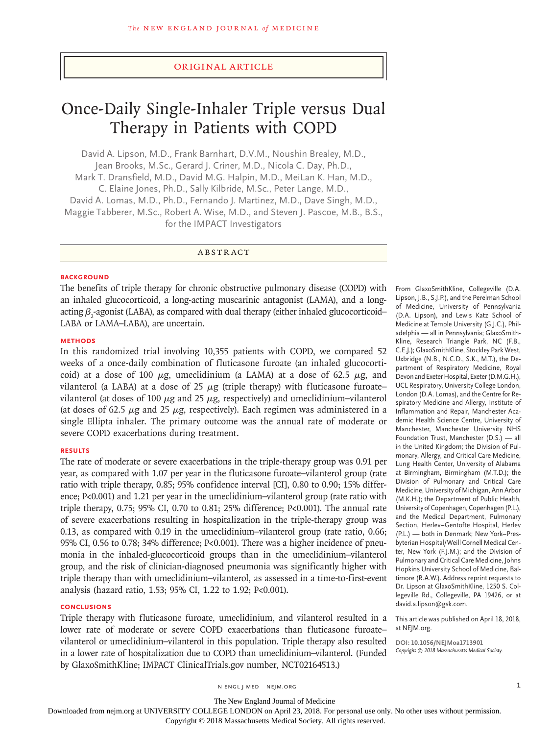ORIGINAL ARTICLE

# Once-Daily Single-Inhaler Triple versus Dual Therapy in Patients with COPD

David A. Lipson, M.D., Frank Barnhart, D.V.M., Noushin Brealey, M.D., Jean Brooks, M.Sc., Gerard J. Criner, M.D., Nicola C. Day, Ph.D., Mark T. Dransfield, M.D., David M.G. Halpin, M.D., MeiLan K. Han, M.D., C. Elaine Jones, Ph.D., Sally Kilbride, M.Sc., Peter Lange, M.D., David A. Lomas, M.D., Ph.D., Fernando J. Martinez, M.D., Dave Singh, M.D., Maggie Tabberer, M.Sc., Robert A. Wise, M.D., and Steven J. Pascoe, M.B., B.S., for the IMPACT Investigators

## ABSTRACT

### BACKGROUND

The benefits of triple therapy for chronic obstructive pulmonary disease (COPD) with an inhaled glucocorticoid, a long-acting muscarinic antagonist (LAMA), and a long-acting $\beta_2$-agonist (LABA), as compared with dual therapy (either inhaled glucocorticoid–LABA or LAMA–LABA), are uncertain.

### METHODS

In this randomized trial involving 10,355 patients with COPD, we compared 52 weeks of a once-daily combination of fluticasone furoate (an inhaled glucocorticoid) at a dose of 100 μg, umeclidinium (a LAMA) at a dose of 62.5 μg, and vilanterol (a LABA) at a dose of 25 μg (triple therapy) with fluticasone furoate–vilanterol (at doses of 100 μg and 25 μg, respectively) and umeclidinium–vilanterol (at doses of 62.5 μg and 25 μg, respectively). Each regimen was administered in a single Ellipta inhaler. The primary outcome was the annual rate of moderate or severe COPD exacerbations during treatment.

### RESULTS

The rate of moderate or severe exacerbations in the triple-therapy group was 0.91 per year, as compared with 1.07 per year in the fluticasone furoate–vilanterol group (rate ratio with triple therapy, 0.85; 95% confidence interval [CI], 0.80 to 0.90; 15% difference; $P<0.001$) and 1.21 per year in the umeclidinium–vilanterol group (rate ratio with triple therapy, 0.75; 95% CI, 0.70 to 0.81; 25% difference; $P<0.001$). The annual rate of severe exacerbations resulting in hospitalization in the triple-therapy group was 0.13, as compared with 0.19 in the umeclidinium–vilanterol group (rate ratio, 0.66; 95% CI, 0.56 to 0.78; 34% difference; $P<0.001$). There was a higher incidence of pneumonia in the inhaled-glucocorticoid groups than in the umeclidinium–vilanterol group, and the risk of clinician-diagnosed pneumonia was significantly higher with triple therapy than with umeclidinium–vilanterol, as assessed in a time-to-first-event analysis (hazard ratio, 1.53; 95% CI, 1.22 to 1.92; $P<0.001$).

### CONCLUSIONS

Triple therapy with fluticasone furoate, umeclidinium, and vilanterol resulted in a lower rate of moderate or severe COPD exacerbations than fluticasone furoate–vilanterol or umeclidinium–vilanterol in this population. Triple therapy also resulted in a lower rate of hospitalization due to COPD than umeclidinium–vilanterol. (Funded by GlaxoSmithKline; IMPACT ClinicalTrials.gov number, NCT02164513.)

From GlaxoSmithKline, Collegeville (D.A. Lipson, J.B., S.J.P.), and the Perelman School of Medicine, University of Pennsylvania (D.A. Lipson), and Lewis Katz School of Medicine at Temple University (G.J.C.), Philadelphia — all in Pennsylvania; GlaxoSmithKline, Research Triangle Park, NC (F.B., C.E.J.); GlaxoSmithKline, Stockley Park West, Uxbridge (N.B., N.C.D., S.K., M.T.), the Department of Respiratory Medicine, Royal Devon and Exeter Hospital, Exeter (D.M.G.H.), UCL Respiratory, University College London, London (D.A. Lomas), and the Centre for Respiratory Medicine and Allergy, Institute of Inflammation and Repair, Manchester Academic Health Science Centre, University of Manchester, Manchester University NHS Foundation Trust, Manchester (D.S.) — all in the United Kingdom; the Division of Pulmonary, Allergy, and Critical Care Medicine, Lung Health Center, University of Alabama at Birmingham, Birmingham (M.T.D.); the Division of Pulmonary and Critical Care Medicine, University of Michigan, Ann Arbor (M.K.H.); the Department of Public Health, University of Copenhagen, Copenhagen (P.L.), and the Medical Department, Pulmonary Section, Herlev–Gentofte Hospital, Herlev (P.L.) — both in Denmark; New York–Presbyterian Hospital/Weill Cornell Medical Center, New York (F.J.M.); and the Division of Pulmonary and Critical Care Medicine, Johns Hopkins University School of Medicine, Baltimore (R.A.W.). Address reprint requests to Dr. Lipson at GlaxoSmithKline, 1250 S. Collegeville Rd., Collegeville, PA 19426, or at david.a.lipson@gsk.com.

This article was published on April 18, 2018, at NEJM.org.

DOI: 10.1056/NEJMoa1713901
*Copyright © 2018 Massachusetts Medical Society.*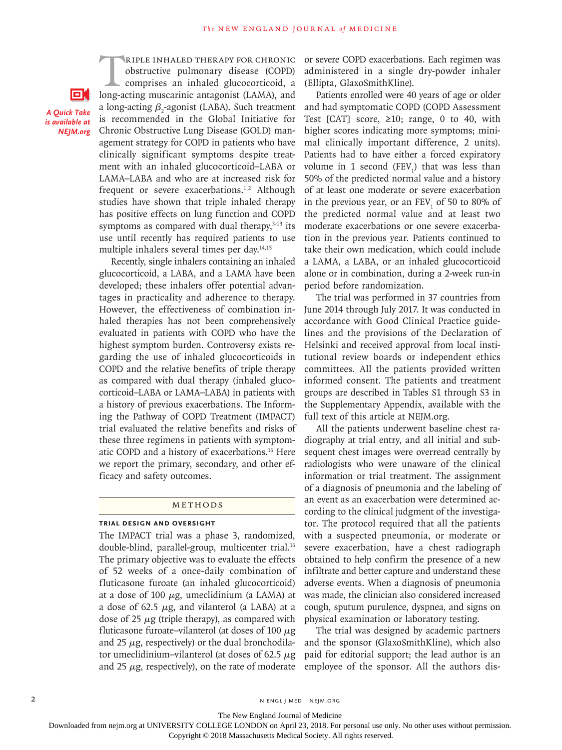Triple inhaled therapy for chronic obstructive pulmonary disease (COPD) comprises an inhaled glucocorticoid, a long-acting muscarinic antagonist (LAMA), and a long-acting $\beta_2$-agonist (LABA). Such treatment is recommended in the Global Initiative for Chronic Obstructive Lung Disease (GOLD) management strategy for COPD in patients who have clinically significant symptoms despite treatment with an inhaled glucocorticoid–LABA or LAMA–LABA and who are at increased risk for frequent or severe exacerbations.[1,2] Although studies have shown that triple inhaled therapy has positive effects on lung function and COPD symptoms as compared with dual therapy,[3-13] its use until recently has required patients to use multiple inhalers several times per day.[14,15]

*A Quick Take is available at NEJM.org*

Recently, single inhalers containing an inhaled glucocorticoid, a LABA, and a LAMA have been developed; these inhalers offer potential advantages in practicality and adherence to therapy. However, the effectiveness of combination inhaled therapies has not been comprehensively evaluated in patients with COPD who have the highest symptom burden. Controversy exists regarding the use of inhaled glucocorticoids in COPD and the relative benefits of triple therapy as compared with dual therapy (inhaled glucocorticoid–LABA or LAMA–LABA) in patients with a history of previous exacerbations. The Informing the Pathway of COPD Treatment (IMPACT) trial evaluated the relative benefits and risks of these three regimens in patients with symptomatic COPD and a history of exacerbations.[16] Here we report the primary, secondary, and other efficacy and safety outcomes.

## Methods

### Trial Design and Oversight

The IMPACT trial was a phase 3, randomized, double-blind, parallel-group, multicenter trial.[16] The primary objective was to evaluate the effects of 52 weeks of a once-daily combination of fluticasone furoate (an inhaled glucocorticoid) at a dose of 100 $\mu$g, umeclidinium (a LAMA) at a dose of 62.5 $\mu$g, and vilanterol (a LABA) at a dose of 25 $\mu$g (triple therapy), as compared with fluticasone furoate–vilanterol (at doses of 100 $\mu$g and 25 $\mu$g, respectively) or the dual bronchodilator umeclidinium–vilanterol (at doses of 62.5 $\mu$g and 25 $\mu$g, respectively), on the rate of moderate or severe COPD exacerbations. Each regimen was administered in a single dry-powder inhaler (Ellipta, GlaxoSmithKline).

Patients enrolled were 40 years of age or older and had symptomatic COPD (COPD Assessment Test [CAT] score, ≥10; range, 0 to 40, with higher scores indicating more symptoms; minimal clinically important difference, 2 units). Patients had to have either a forced expiratory volume in 1 second ($FEV_1$) that was less than 50% of the predicted normal value and a history of at least one moderate or severe exacerbation in the previous year, or an $FEV_1$ of 50 to 80% of the predicted normal value and at least two moderate exacerbations or one severe exacerbation in the previous year. Patients continued to take their own medication, which could include a LAMA, a LABA, or an inhaled glucocorticoid alone or in combination, during a 2-week run-in period before randomization.

The trial was performed in 37 countries from June 2014 through July 2017. It was conducted in accordance with Good Clinical Practice guidelines and the provisions of the Declaration of Helsinki and received approval from local institutional review boards or independent ethics committees. All the patients provided written informed consent. The patients and treatment groups are described in Tables S1 through S3 in the Supplementary Appendix, available with the full text of this article at NEJM.org.

All the patients underwent baseline chest radiography at trial entry, and all initial and subsequent chest images were overread centrally by radiologists who were unaware of the clinical information or trial treatment. The assignment of a diagnosis of pneumonia and the labeling of an event as an exacerbation were determined according to the clinical judgment of the investigator. The protocol required that all the patients with a suspected pneumonia, or moderate or severe exacerbation, have a chest radiograph obtained to help confirm the presence of a new infiltrate and better capture and understand these adverse events. When a diagnosis of pneumonia was made, the clinician also considered increased cough, sputum purulence, dyspnea, and signs on physical examination or laboratory testing.

The trial was designed by academic partners and the sponsor (GlaxoSmithKline), which also paid for editorial support; the lead author is an employee of the sponsor. All the authors dis-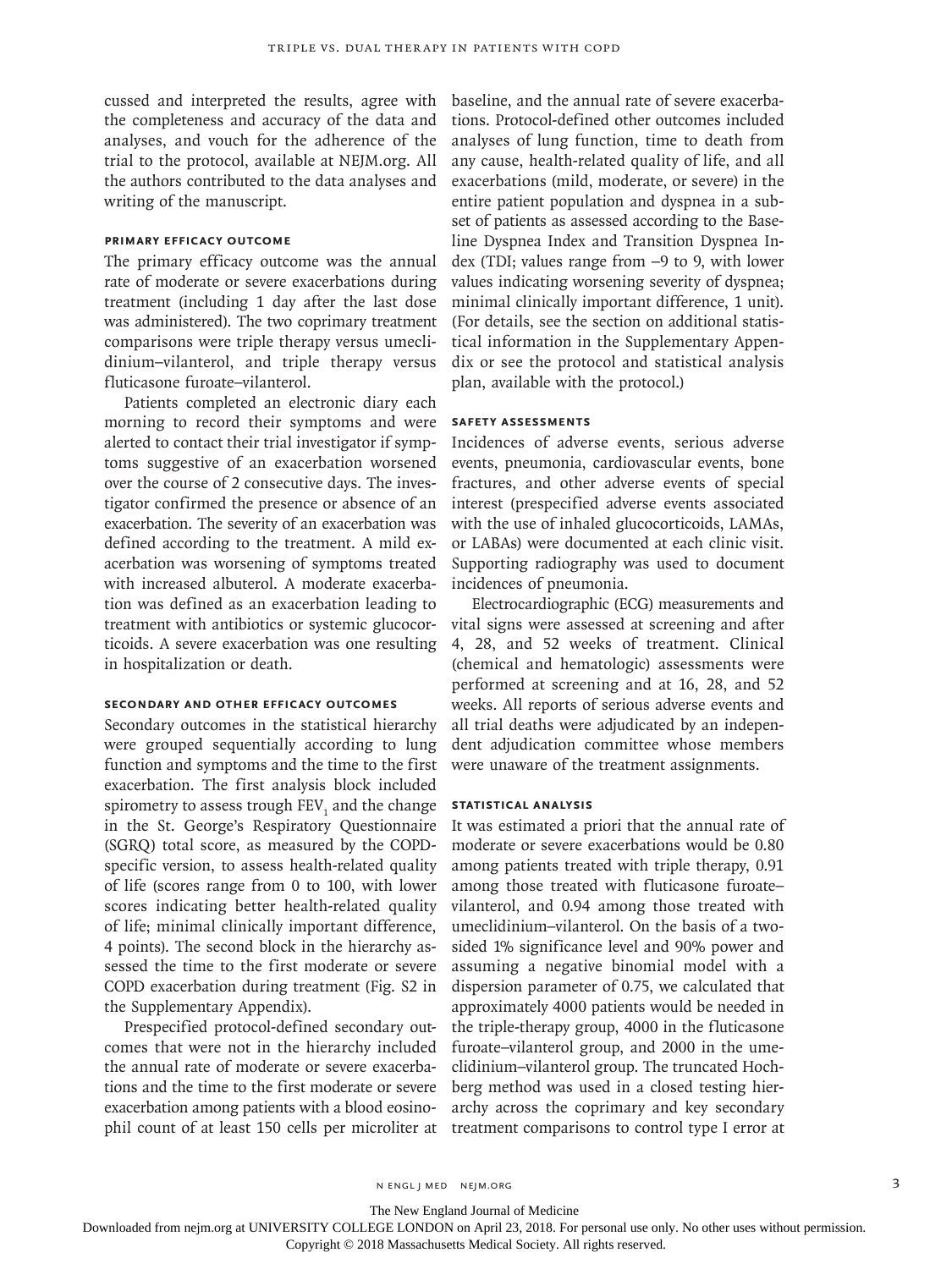cussed and interpreted the results, agree with the completeness and accuracy of the data and analyses, and vouch for the adherence of the trial to the protocol, available at NEJM.org. All the authors contributed to the data analyses and writing of the manuscript.

### Primary Efficacy Outcome

The primary efficacy outcome was the annual rate of moderate or severe exacerbations during treatment (including 1 day after the last dose was administered). The two coprimary treatment comparisons were triple therapy versus umeclidinium–vilanterol, and triple therapy versus fluticasone furoate–vilanterol.

Patients completed an electronic diary each morning to record their symptoms and were alerted to contact their trial investigator if symptoms suggestive of an exacerbation worsened over the course of 2 consecutive days. The investigator confirmed the presence or absence of an exacerbation. The severity of an exacerbation was defined according to the treatment. A mild exacerbation was worsening of symptoms treated with increased albuterol. A moderate exacerbation was defined as an exacerbation leading to treatment with antibiotics or systemic glucocorticoids. A severe exacerbation was one resulting in hospitalization or death.

### Secondary and Other Efficacy Outcomes

Secondary outcomes in the statistical hierarchy were grouped sequentially according to lung function and symptoms and the time to the first exacerbation. The first analysis block included spirometry to assess trough $FEV_1$ and the change in the St. George's Respiratory Questionnaire (SGRQ) total score, as measured by the COPD-specific version, to assess health-related quality of life (scores range from 0 to 100, with lower scores indicating better health-related quality of life; minimal clinically important difference, 4 points). The second block in the hierarchy assessed the time to the first moderate or severe COPD exacerbation during treatment (Fig. S2 in the Supplementary Appendix).

Prespecified protocol-defined secondary outcomes that were not in the hierarchy included the annual rate of moderate or severe exacerbations and the time to the first moderate or severe exacerbation among patients with a blood eosinophil count of at least 150 cells per microliter at baseline, and the annual rate of severe exacerbations. Protocol-defined other outcomes included analyses of lung function, time to death from any cause, health-related quality of life, and all exacerbations (mild, moderate, or severe) in the entire patient population and dyspnea in a subset of patients as assessed according to the Baseline Dyspnea Index and Transition Dyspnea Index (TDI; values range from −9 to 9, with lower values indicating worsening severity of dyspnea; minimal clinically important difference, 1 unit). (For details, see the section on additional statistical information in the Supplementary Appendix or see the protocol and statistical analysis plan, available with the protocol.)

### Safety Assessments

Incidences of adverse events, serious adverse events, pneumonia, cardiovascular events, bone fractures, and other adverse events of special interest (prespecified adverse events associated with the use of inhaled glucocorticoids, LAMAs, or LABAs) were documented at each clinic visit. Supporting radiography was used to document incidences of pneumonia.

Electrocardiographic (ECG) measurements and vital signs were assessed at screening and after 4, 28, and 52 weeks of treatment. Clinical (chemical and hematologic) assessments were performed at screening and at 16, 28, and 52 weeks. All reports of serious adverse events and all trial deaths were adjudicated by an independent adjudication committee whose members were unaware of the treatment assignments.

### Statistical Analysis

It was estimated a priori that the annual rate of moderate or severe exacerbations would be 0.80 among patients treated with triple therapy, 0.91 among those treated with fluticasone furoate–vilanterol, and 0.94 among those treated with umeclidinium–vilanterol. On the basis of a two-sided 1% significance level and 90% power and assuming a negative binomial model with a dispersion parameter of 0.75, we calculated that approximately 4000 patients would be needed in the triple-therapy group, 4000 in the fluticasone furoate–vilanterol group, and 2000 in the umeclidinium–vilanterol group. The truncated Hochberg method was used in a closed testing hierarchy across the coprimary and key secondary treatment comparisons to control type I error at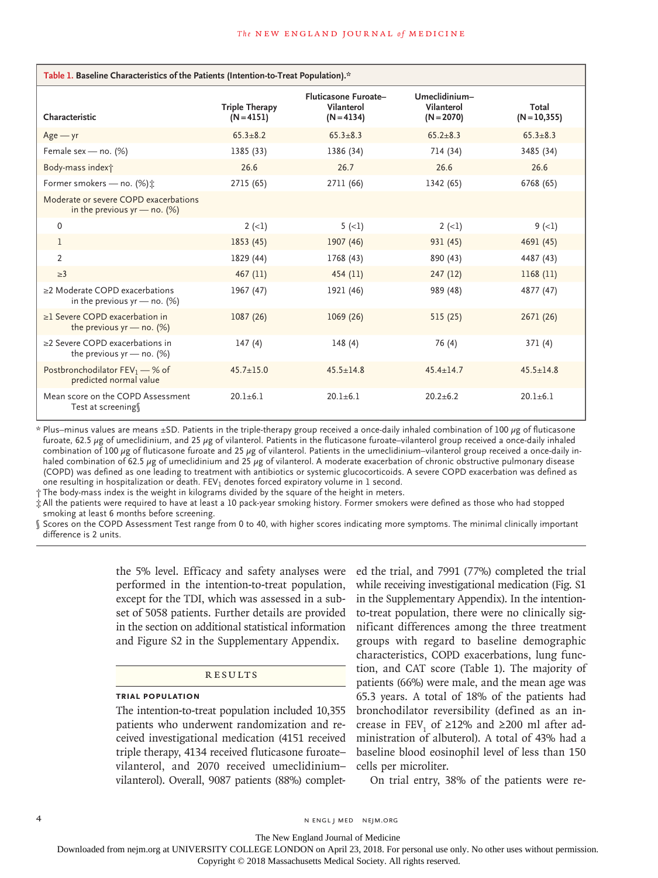**Table 1. Baseline Characteristics of the Patients (Intention-to-Treat Population).***

| Characteristic | Triple Therapy (N=4151) | Fluticasone Furoate–Vilanterol (N=4134) | Umeclidinium–Vilanterol (N=2070) | Total (N=10,355) |
|---|---|---|---|---|
| Age — yr | 65.3±8.2 | 65.3±8.3 | 65.2±8.3 | 65.3±8.3 |
| Female sex — no. (%) | 1385 (33) | 1386 (34) | 714 (34) | 3485 (34) |
| Body-mass index† | 26.6 | 26.7 | 26.6 | 26.6 |
| Former smokers — no. (%)‡ | 2715 (65) | 2711 (66) | 1342 (65) | 6768 (65) |
| Moderate or severe COPD exacerbations in the previous yr — no. (%) | | | | |
| 0 | 2 (<1) | 5 (<1) | 2 (<1) | 9 (<1) |
| 1 | 1853 (45) | 1907 (46) | 931 (45) | 4691 (45) |
| 2 | 1829 (44) | 1768 (43) | 890 (43) | 4487 (43) |
| ≥3 | 467 (11) | 454 (11) | 247 (12) | 1168 (11) |
| ≥2 Moderate COPD exacerbations in the previous yr — no. (%) | 1967 (47) | 1921 (46) | 989 (48) | 4877 (47) |
| ≥1 Severe COPD exacerbation in the previous yr — no. (%) | 1087 (26) | 1069 (26) | 515 (25) | 2671 (26) |
| ≥2 Severe COPD exacerbations in the previous yr — no. (%) | 147 (4) | 148 (4) | 76 (4) | 371 (4) |
| Postbronchodilator $FEV_1$ — % of predicted normal value | 45.7±15.0 | 45.5±14.8 | 45.4±14.7 | 45.5±14.8 |
| Mean score on the COPD Assessment Test at screening§ | 20.1±6.1 | 20.1±6.1 | 20.2±6.2 | 20.1±6.1 |

\* Plus–minus values are means ±SD. Patients in the triple-therapy group received a once-daily inhaled combination of 100 μg of fluticasone furoate, 62.5 μg of umeclidinium, and 25 μg of vilanterol. Patients in the fluticasone furoate–vilanterol group received a once-daily inhaled combination of 100 μg of fluticasone furoate and 25 μg of vilanterol. Patients in the umeclidinium–vilanterol group received a once-daily inhaled combination of 62.5 μg of umeclidinium and 25 μg of vilanterol. A moderate exacerbation of chronic obstructive pulmonary disease (COPD) was defined as one leading to treatment with antibiotics or systemic glucocorticoids. A severe COPD exacerbation was defined as one resulting in hospitalization or death. $FEV_1$ denotes forced expiratory volume in 1 second.

† The body-mass index is the weight in kilograms divided by the square of the height in meters.

‡ All the patients were required to have at least a 10 pack-year smoking history. Former smokers were defined as those who had stopped smoking at least 6 months before screening.

§ Scores on the COPD Assessment Test range from 0 to 40, with higher scores indicating more symptoms. The minimal clinically important difference is 2 units.

the 5% level. Efficacy and safety analyses were performed in the intention-to-treat population, except for the TDI, which was assessed in a subset of 5058 patients. Further details are provided in the section on additional statistical information and Figure S2 in the Supplementary Appendix.

## RESULTS

### TRIAL POPULATION

The intention-to-treat population included 10,355 patients who underwent randomization and received investigational medication (4151 received triple therapy, 4134 received fluticasone furoate–vilanterol, and 2070 received umeclidinium–vilanterol). Overall, 9087 patients (88%) completed the trial, and 7991 (77%) completed the trial while receiving investigational medication (Fig. S1 in the Supplementary Appendix). In the intention-to-treat population, there were no clinically significant differences among the three treatment groups with regard to baseline demographic characteristics, COPD exacerbations, lung function, and CAT score (Table 1). The majority of patients (66%) were male, and the mean age was 65.3 years. A total of 18% of the patients had bronchodilator reversibility (defined as an increase in $FEV_1$ of ≥12% and ≥200 ml after administration of albuterol). A total of 43% had a baseline blood eosinophil level of less than 150 cells per microliter.

On trial entry, 38% of the patients were re-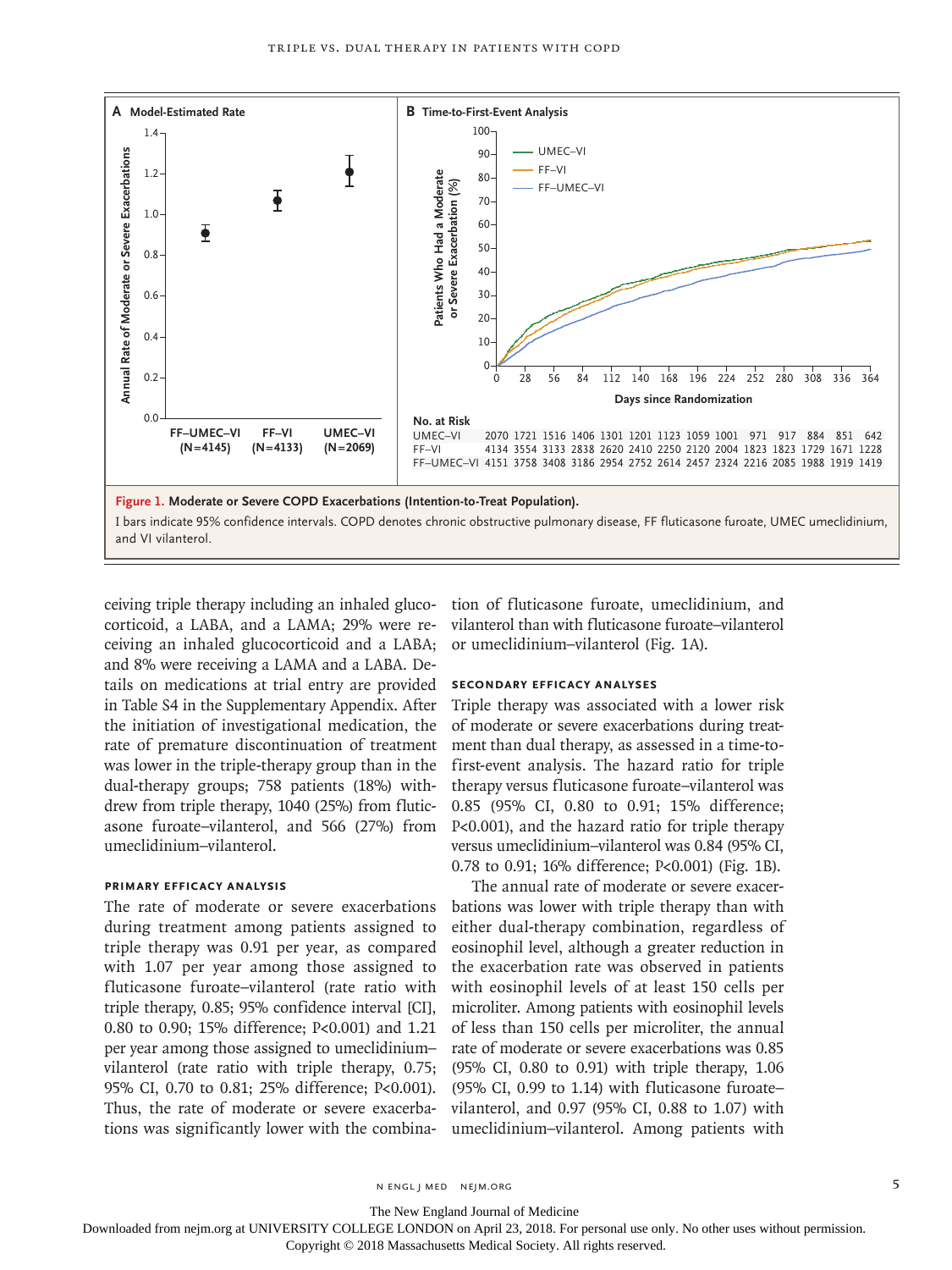Figure 1. Moderate or Severe COPD Exacerbations (Intention-to-Treat Population).

I bars indicate 95% confidence intervals. COPD denotes chronic obstructive pulmonary disease, FF fluticasone furoate, UMEC umeclidinium, and VI vilanterol.

ceiving triple therapy including an inhaled glucocorticoid, a LABA, and a LAMA; 29% were receiving an inhaled glucocorticoid and a LABA; and 8% were receiving a LAMA and a LABA. Details on medications at trial entry are provided in Table S4 in the Supplementary Appendix. After the initiation of investigational medication, the rate of premature discontinuation of treatment was lower in the triple-therapy group than in the dual-therapy groups; 758 patients (18%) withdrew from triple therapy, 1040 (25%) from fluticasone furoate–vilanterol, and 566 (27%) from umeclidinium–vilanterol.

### Primary Efficacy Analysis

The rate of moderate or severe exacerbations during treatment among patients assigned to triple therapy was 0.91 per year, as compared with 1.07 per year among those assigned to fluticasone furoate–vilanterol (rate ratio with triple therapy, 0.85; 95% confidence interval [CI], 0.80 to 0.90; 15% difference; P<0.001) and 1.21 per year among those assigned to umeclidinium–vilanterol (rate ratio with triple therapy, 0.75; 95% CI, 0.70 to 0.81; 25% difference; P<0.001). Thus, the rate of moderate or severe exacerbations was significantly lower with the combination of fluticasone furoate, umeclidinium, and vilanterol than with fluticasone furoate–vilanterol or umeclidinium–vilanterol (Fig. 1A).

### Secondary Efficacy Analyses

Triple therapy was associated with a lower risk of moderate or severe exacerbations during treatment than dual therapy, as assessed in a time-to-first-event analysis. The hazard ratio for triple therapy versus fluticasone furoate–vilanterol was 0.85 (95% CI, 0.80 to 0.91; 15% difference; P<0.001), and the hazard ratio for triple therapy versus umeclidinium–vilanterol was 0.84 (95% CI, 0.78 to 0.91; 16% difference; P<0.001) (Fig. 1B).

The annual rate of moderate or severe exacerbations was lower with triple therapy than with either dual-therapy combination, regardless of eosinophil level, although a greater reduction in the exacerbation rate was observed in patients with eosinophil levels of at least 150 cells per microliter. Among patients with eosinophil levels of less than 150 cells per microliter, the annual rate of moderate or severe exacerbations was 0.85 (95% CI, 0.80 to 0.91) with triple therapy, 1.06 (95% CI, 0.99 to 1.14) with fluticasone furoate–vilanterol, and 0.97 (95% CI, 0.88 to 1.07) with umeclidinium–vilanterol. Among patients with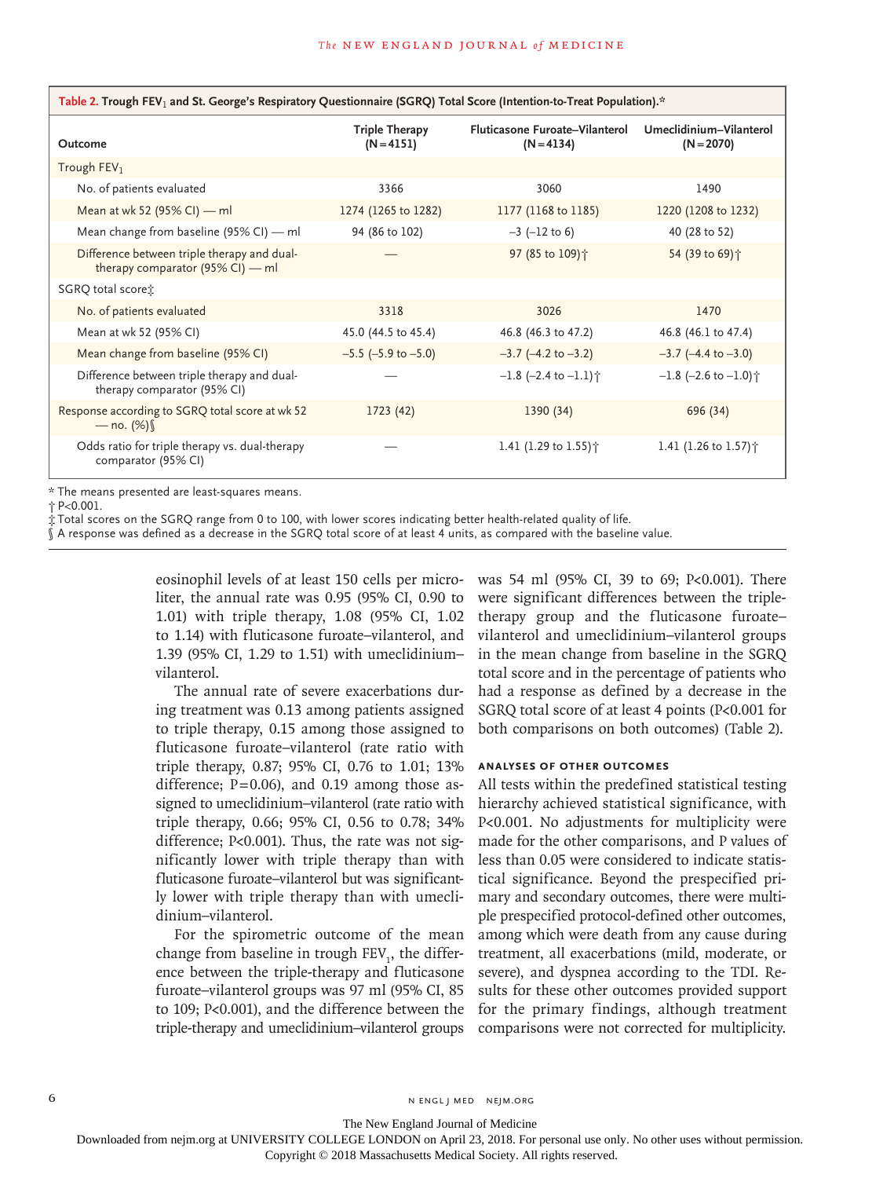**Table 2. Trough $FEV_1$ and St. George's Respiratory Questionnaire (SGRQ) Total Score (Intention-to-Treat Population).***

| Outcome | Triple Therapy (N=4151) | Fluticasone Furoate–Vilanterol (N=4134) | Umeclidinium–Vilanterol (N=2070) |
|---|---|---|---|
| Trough $FEV_1$ | | | |
| No. of patients evaluated | 3366 | 3060 | 1490 |
| Mean at wk 52 (95% CI) — ml | 1274 (1265 to 1282) | 1177 (1168 to 1185) | 1220 (1208 to 1232) |
| Mean change from baseline (95% CI) — ml | 94 (86 to 102) | −3 (−12 to 6) | 40 (28 to 52) |
| Difference between triple therapy and dual-therapy comparator (95% CI) — ml | — | 97 (85 to 109)† | 54 (39 to 69)† |
| SGRQ total score‡ | | | |
| No. of patients evaluated | 3318 | 3026 | 1470 |
| Mean at wk 52 (95% CI) | 45.0 (44.5 to 45.4) | 46.8 (46.3 to 47.2) | 46.8 (46.1 to 47.4) |
| Mean change from baseline (95% CI) | −5.5 (−5.9 to −5.0) | −3.7 (−4.2 to −3.2) | −3.7 (−4.4 to −3.0) |
| Difference between triple therapy and dual-therapy comparator (95% CI) | — | −1.8 (−2.4 to −1.1)† | −1.8 (−2.6 to −1.0)† |
| Response according to SGRQ total score at wk 52 — no. (%)§ | 1723 (42) | 1390 (34) | 696 (34) |
| Odds ratio for triple therapy vs. dual-therapy comparator (95% CI) | — | 1.41 (1.29 to 1.55)† | 1.41 (1.26 to 1.57)† |

\* The means presented are least-squares means.
† P<0.001.
‡ Total scores on the SGRQ range from 0 to 100, with lower scores indicating better health-related quality of life.
§ A response was defined as a decrease in the SGRQ total score of at least 4 units, as compared with the baseline value.

eosinophil levels of at least 150 cells per microliter, the annual rate was 0.95 (95% CI, 0.90 to 1.01) with triple therapy, 1.08 (95% CI, 1.02 to 1.14) with fluticasone furoate–vilanterol, and 1.39 (95% CI, 1.29 to 1.51) with umeclidinium–vilanterol.

The annual rate of severe exacerbations during treatment was 0.13 among patients assigned to triple therapy, 0.15 among those assigned to fluticasone furoate–vilanterol (rate ratio with triple therapy, 0.87; 95% CI, 0.76 to 1.01; 13% difference; P=0.06), and 0.19 among those assigned to umeclidinium–vilanterol (rate ratio with triple therapy, 0.66; 95% CI, 0.56 to 0.78; 34% difference; P<0.001). Thus, the rate was not significantly lower with triple therapy than with fluticasone furoate–vilanterol but was significantly lower with triple therapy than with umeclidinium–vilanterol.

For the spirometric outcome of the mean change from baseline in trough $FEV_1$, the difference between the triple-therapy and fluticasone furoate–vilanterol groups was 97 ml (95% CI, 85 to 109; P<0.001), and the difference between the triple-therapy and umeclidinium–vilanterol groups was 54 ml (95% CI, 39 to 69; P<0.001). There were significant differences between the triple-therapy group and the fluticasone furoate–vilanterol and umeclidinium–vilanterol groups in the mean change from baseline in the SGRQ total score and in the percentage of patients who had a response as defined by a decrease in the SGRQ total score of at least 4 points (P<0.001 for both comparisons on both outcomes) (Table 2).

### Analyses of Other Outcomes

All tests within the predefined statistical testing hierarchy achieved statistical significance, with P<0.001. No adjustments for multiplicity were made for the other comparisons, and P values of less than 0.05 were considered to indicate statistical significance. Beyond the prespecified primary and secondary outcomes, there were multiple prespecified protocol-defined other outcomes, among which were death from any cause during treatment, all exacerbations (mild, moderate, or severe), and dyspnea according to the TDI. Results for these other outcomes provided support for the primary findings, although treatment comparisons were not corrected for multiplicity.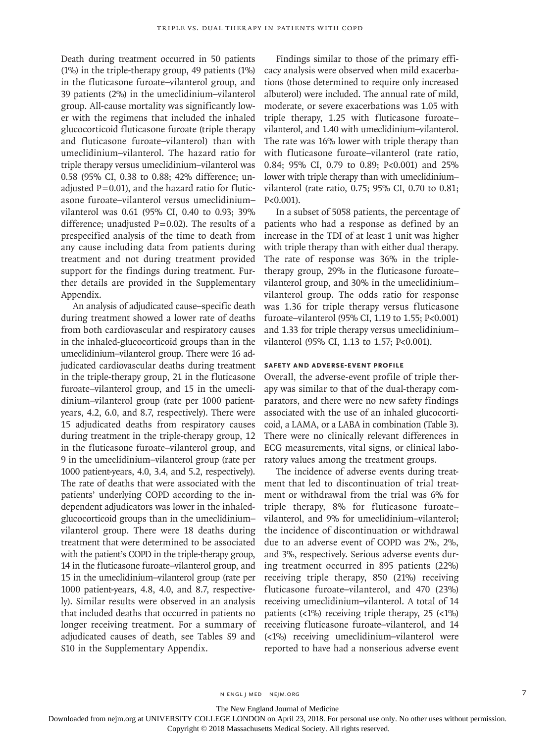Death during treatment occurred in 50 patients (1%) in the triple-therapy group, 49 patients (1%) in the fluticasone furoate–vilanterol group, and 39 patients (2%) in the umeclidinium–vilanterol group. All-cause mortality was significantly lower with the regimens that included the inhaled glucocorticoid fluticasone furoate (triple therapy and fluticasone furoate–vilanterol) than with umeclidinium–vilanterol. The hazard ratio for triple therapy versus umeclidinium–vilanterol was 0.58 (95% CI, 0.38 to 0.88; 42% difference; unadjusted P=0.01), and the hazard ratio for fluticasone furoate–vilanterol versus umeclidinium–vilanterol was 0.61 (95% CI, 0.40 to 0.93; 39% difference; unadjusted P=0.02). The results of a prespecified analysis of the time to death from any cause including data from patients during treatment and not during treatment provided support for the findings during treatment. Further details are provided in the Supplementary Appendix.

An analysis of adjudicated cause-specific death during treatment showed a lower rate of deaths from both cardiovascular and respiratory causes in the inhaled-glucocorticoid groups than in the umeclidinium–vilanterol group. There were 16 adjudicated cardiovascular deaths during treatment in the triple-therapy group, 21 in the fluticasone furoate–vilanterol group, and 15 in the umeclidinium–vilanterol group (rate per 1000 patient-years, 4.2, 6.0, and 8.7, respectively). There were 15 adjudicated deaths from respiratory causes during treatment in the triple-therapy group, 12 in the fluticasone furoate–vilanterol group, and 9 in the umeclidinium–vilanterol group (rate per 1000 patient-years, 4.0, 3.4, and 5.2, respectively). The rate of deaths that were associated with the patients' underlying COPD according to the independent adjudicators was lower in the inhaled-glucocorticoid groups than in the umeclidinium–vilanterol group. There were 18 deaths during treatment that were determined to be associated with the patient's COPD in the triple-therapy group, 14 in the fluticasone furoate–vilanterol group, and 15 in the umeclidinium–vilanterol group (rate per 1000 patient-years, 4.8, 4.0, and 8.7, respectively). Similar results were observed in an analysis that included deaths that occurred in patients no longer receiving treatment. For a summary of adjudicated causes of death, see Tables S9 and S10 in the Supplementary Appendix.

Findings similar to those of the primary efficacy analysis were observed when mild exacerbations (those determined to require only increased albuterol) were included. The annual rate of mild, moderate, or severe exacerbations was 1.05 with triple therapy, 1.25 with fluticasone furoate–vilanterol, and 1.40 with umeclidinium–vilanterol. The rate was 16% lower with triple therapy than with fluticasone furoate–vilanterol (rate ratio, 0.84; 95% CI, 0.79 to 0.89; P<0.001) and 25% lower with triple therapy than with umeclidinium–vilanterol (rate ratio, 0.75; 95% CI, 0.70 to 0.81; P<0.001).

In a subset of 5058 patients, the percentage of patients who had a response as defined by an increase in the TDI of at least 1 unit was higher with triple therapy than with either dual therapy. The rate of response was 36% in the triple-therapy group, 29% in the fluticasone furoate–vilanterol group, and 30% in the umeclidinium–vilanterol group. The odds ratio for response was 1.36 for triple therapy versus fluticasone furoate–vilanterol (95% CI, 1.19 to 1.55; P<0.001) and 1.33 for triple therapy versus umeclidinium–vilanterol (95% CI, 1.13 to 1.57; P<0.001).

### SAFETY AND ADVERSE-EVENT PROFILE

Overall, the adverse-event profile of triple therapy was similar to that of the dual-therapy comparators, and there were no new safety findings associated with the use of an inhaled glucocorticoid, a LAMA, or a LABA in combination (Table 3). There were no clinically relevant differences in ECG measurements, vital signs, or clinical laboratory values among the treatment groups.

The incidence of adverse events during treatment that led to discontinuation of trial treatment or withdrawal from the trial was 6% for triple therapy, 8% for fluticasone furoate–vilanterol, and 9% for umeclidinium–vilanterol; the incidence of discontinuation or withdrawal due to an adverse event of COPD was 2%, 2%, and 3%, respectively. Serious adverse events during treatment occurred in 895 patients (22%) receiving triple therapy, 850 (21%) receiving fluticasone furoate–vilanterol, and 470 (23%) receiving umeclidinium–vilanterol. A total of 14 patients (<1%) receiving triple therapy, 25 (<1%) receiving fluticasone furoate–vilanterol, and 14 (<1%) receiving umeclidinium–vilanterol were reported to have had a nonserious adverse event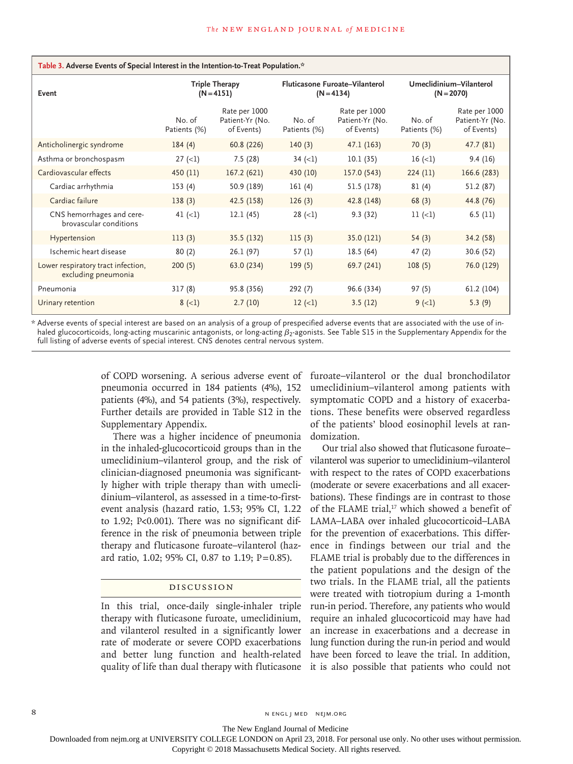**Table 3. Adverse Events of Special Interest in the Intention-to-Treat Population.***

| Event | Triple Therapy (N=4151) | | Fluticasone Furoate–Vilanterol (N=4134) | | Umeclidinium–Vilanterol (N=2070) | |
|---|---|---|---|---|---|---|
| | No. of Patients (%) | Rate per 1000 Patient-Yr (No. of Events) | No. of Patients (%) | Rate per 1000 Patient-Yr (No. of Events) | No. of Patients (%) | Rate per 1000 Patient-Yr (No. of Events) |
| Anticholinergic syndrome | 184 (4) | 60.8 (226) | 140 (3) | 47.1 (163) | 70 (3) | 47.7 (81) |
| Asthma or bronchospasm | 27 (<1) | 7.5 (28) | 34 (<1) | 10.1 (35) | 16 (<1) | 9.4 (16) |
| Cardiovascular effects | 450 (11) | 167.2 (621) | 430 (10) | 157.0 (543) | 224 (11) | 166.6 (283) |
| Cardiac arrhythmia | 153 (4) | 50.9 (189) | 161 (4) | 51.5 (178) | 81 (4) | 51.2 (87) |
| Cardiac failure | 138 (3) | 42.5 (158) | 126 (3) | 42.8 (148) | 68 (3) | 44.8 (76) |
| CNS hemorrhages and cerebrovascular conditions | 41 (<1) | 12.1 (45) | 28 (<1) | 9.3 (32) | 11 (<1) | 6.5 (11) |
| Hypertension | 113 (3) | 35.5 (132) | 115 (3) | 35.0 (121) | 54 (3) | 34.2 (58) |
| Ischemic heart disease | 80 (2) | 26.1 (97) | 57 (1) | 18.5 (64) | 47 (2) | 30.6 (52) |
| Lower respiratory tract infection, excluding pneumonia | 200 (5) | 63.0 (234) | 199 (5) | 69.7 (241) | 108 (5) | 76.0 (129) |
| Pneumonia | 317 (8) | 95.8 (356) | 292 (7) | 96.6 (334) | 97 (5) | 61.2 (104) |
| Urinary retention | 8 (<1) | 2.7 (10) | 12 (<1) | 3.5 (12) | 9 (<1) | 5.3 (9) |

* Adverse events of special interest are based on an analysis of a group of prespecified adverse events that are associated with the use of inhaled glucocorticoids, long-acting muscarinic antagonists, or long-acting $\beta_2$-agonists. See Table S15 in the Supplementary Appendix for the full listing of adverse events of special interest. CNS denotes central nervous system.

of COPD worsening. A serious adverse event of pneumonia occurred in 184 patients (4%), 152 patients (4%), and 54 patients (3%), respectively. Further details are provided in Table S12 in the Supplementary Appendix.

There was a higher incidence of pneumonia in the inhaled-glucocorticoid groups than in the umeclidinium–vilanterol group, and the risk of clinician-diagnosed pneumonia was significantly higher with triple therapy than with umeclidinium–vilanterol, as assessed in a time-to-first-event analysis (hazard ratio, 1.53; 95% CI, 1.22 to 1.92; P<0.001). There was no significant difference in the risk of pneumonia between triple therapy and fluticasone furoate–vilanterol (hazard ratio, 1.02; 95% CI, 0.87 to 1.19; P=0.85).

## Discussion

In this trial, once-daily single-inhaler triple therapy with fluticasone furoate, umeclidinium, and vilanterol resulted in a significantly lower rate of moderate or severe COPD exacerbations and better lung function and health-related quality of life than dual therapy with fluticasone furoate–vilanterol or the dual bronchodilator umeclidinium–vilanterol among patients with symptomatic COPD and a history of exacerbations. These benefits were observed regardless of the patients' blood eosinophil levels at randomization.

Our trial also showed that fluticasone furoate–vilanterol was superior to umeclidinium–vilanterol with respect to the rates of COPD exacerbations (moderate or severe exacerbations and all exacerbations). These findings are in contrast to those of the FLAME trial,[17] which showed a benefit of LAMA–LABA over inhaled glucocorticoid–LABA for the prevention of exacerbations. This difference in findings between our trial and the FLAME trial is probably due to the differences in the patient populations and the design of the two trials. In the FLAME trial, all the patients were treated with tiotropium during a 1-month run-in period. Therefore, any patients who would require an inhaled glucocorticoid may have had an increase in exacerbations and a decrease in lung function during the run-in period and would have been forced to leave the trial. In addition, it is also possible that patients who could not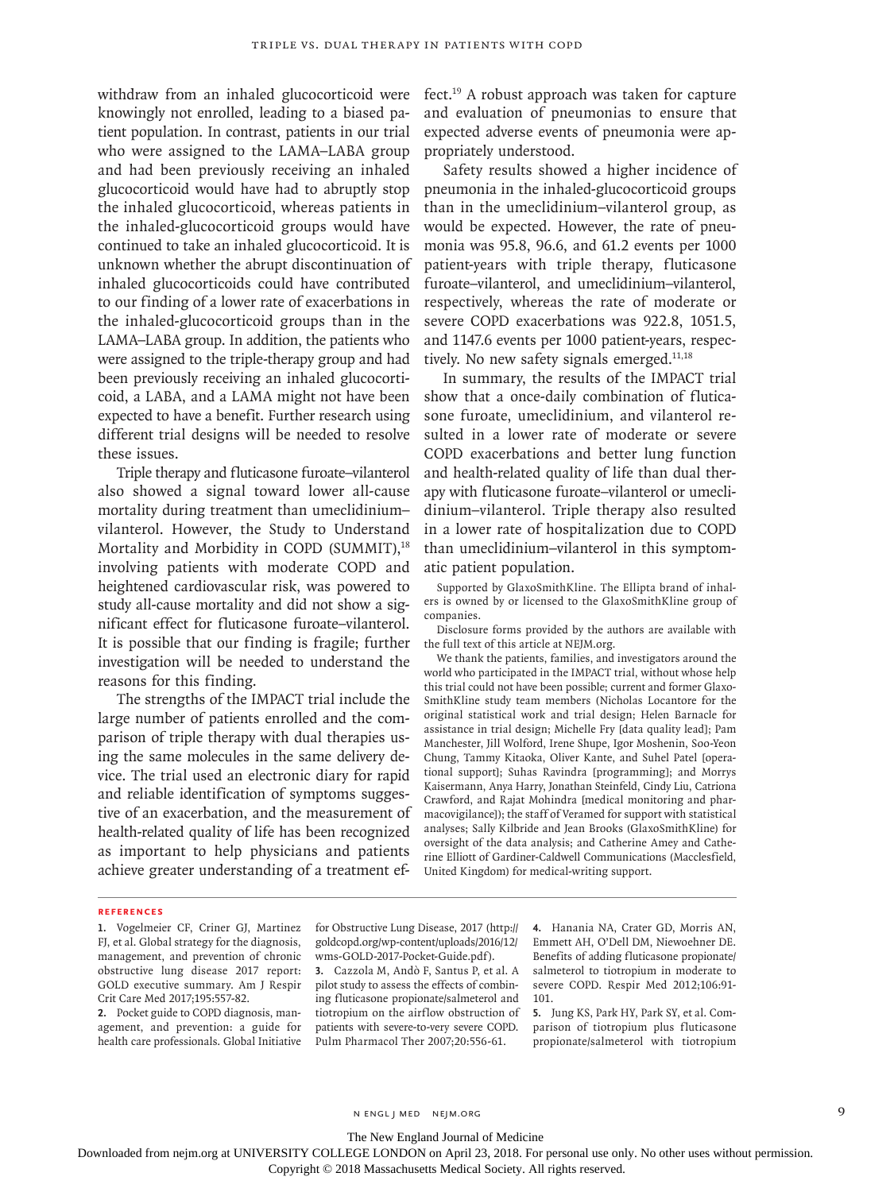withdraw from an inhaled glucocorticoid were knowingly not enrolled, leading to a biased patient population. In contrast, patients in our trial who were assigned to the LAMA–LABA group and had been previously receiving an inhaled glucocorticoid would have had to abruptly stop the inhaled glucocorticoid, whereas patients in the inhaled-glucocorticoid groups would have continued to take an inhaled glucocorticoid. It is unknown whether the abrupt discontinuation of inhaled glucocorticoids could have contributed to our finding of a lower rate of exacerbations in the inhaled-glucocorticoid groups than in the LAMA–LABA group. In addition, the patients who were assigned to the triple-therapy group and had been previously receiving an inhaled glucocorticoid, a LABA, and a LAMA might not have been expected to have a benefit. Further research using different trial designs will be needed to resolve these issues.

Triple therapy and fluticasone furoate–vilanterol also showed a signal toward lower all-cause mortality during treatment than umeclidinium–vilanterol. However, the Study to Understand Mortality and Morbidity in COPD (SUMMIT),[18] involving patients with moderate COPD and heightened cardiovascular risk, was powered to study all-cause mortality and did not show a significant effect for fluticasone furoate–vilanterol. It is possible that our finding is fragile; further investigation will be needed to understand the reasons for this finding.

The strengths of the IMPACT trial include the large number of patients enrolled and the comparison of triple therapy with dual therapies using the same molecules in the same delivery device. The trial used an electronic diary for rapid and reliable identification of symptoms suggestive of an exacerbation, and the measurement of health-related quality of life has been recognized as important to help physicians and patients achieve greater understanding of a treatment effect.[19] A robust approach was taken for capture and evaluation of pneumonias to ensure that expected adverse events of pneumonia were appropriately understood.

Safety results showed a higher incidence of pneumonia in the inhaled-glucocorticoid groups than in the umeclidinium–vilanterol group, as would be expected. However, the rate of pneumonia was 95.8, 96.6, and 61.2 events per 1000 patient-years with triple therapy, fluticasone furoate–vilanterol, and umeclidinium–vilanterol, respectively, whereas the rate of moderate or severe COPD exacerbations was 922.8, 1051.5, and 1147.6 events per 1000 patient-years, respectively. No new safety signals emerged.[11,18]

In summary, the results of the IMPACT trial show that a once-daily combination of fluticasone furoate, umeclidinium, and vilanterol resulted in a lower rate of moderate or severe COPD exacerbations and better lung function and health-related quality of life than dual therapy with fluticasone furoate–vilanterol or umeclidinium–vilanterol. Triple therapy also resulted in a lower rate of hospitalization due to COPD than umeclidinium–vilanterol in this symptomatic patient population.

Supported by GlaxoSmithKline. The Ellipta brand of inhalers is owned by or licensed to the GlaxoSmithKline group of companies.

Disclosure forms provided by the authors are available with the full text of this article at NEJM.org.

We thank the patients, families, and investigators around the world who participated in the IMPACT trial, without whose help this trial could not have been possible; current and former GlaxoSmithKline study team members (Nicholas Locantore for the original statistical work and trial design; Helen Barnacle for assistance in trial design; Michelle Fry [data quality lead]; Pam Manchester, Jill Wolford, Irene Shupe, Igor Moshenin, Soo-Yeon Chung, Tammy Kitaoka, Oliver Kante, and Suhel Patel [operational support]; Suhas Ravindra [programming]; and Morrys Kaisermann, Anya Harry, Jonathan Steinfeld, Cindy Liu, Catriona Crawford, and Rajat Mohindra [medical monitoring and pharmacovigilance]); the staff of Veramed for support with statistical analyses; Sally Kilbride and Jean Brooks (GlaxoSmithKline) for oversight of the data analysis; and Catherine Amey and Catherine Elliott of Gardiner-Caldwell Communications (Macclesfield, United Kingdom) for medical-writing support.

## References

1. Vogelmeier CF, Criner GJ, Martinez FJ, et al. Global strategy for the diagnosis, management, and prevention of chronic obstructive lung disease 2017 report: GOLD executive summary. Am J Respir Crit Care Med 2017;195:557-82.
2. Pocket guide to COPD diagnosis, management, and prevention: a guide for health care professionals. Global Initiative for Obstructive Lung Disease, 2017 (http://goldcopd.org/wp-content/uploads/2016/12/wms-GOLD-2017-Pocket-Guide.pdf).
3. Cazzola M, Andò F, Santus P, et al. A pilot study to assess the effects of combining fluticasone propionate/salmeterol and tiotropium on the airflow obstruction of patients with severe-to-very severe COPD. Pulm Pharmacol Ther 2007;20:556-61.
4. Hanania NA, Crater GD, Morris AN, Emmett AH, O'Dell DM, Niewoehner DE. Benefits of adding fluticasone propionate/salmeterol to tiotropium in moderate to severe COPD. Respir Med 2012;106:91-101.
5. Jung KS, Park HY, Park SY, et al. Comparison of tiotropium plus fluticasone propionate/salmeterol with tiotropium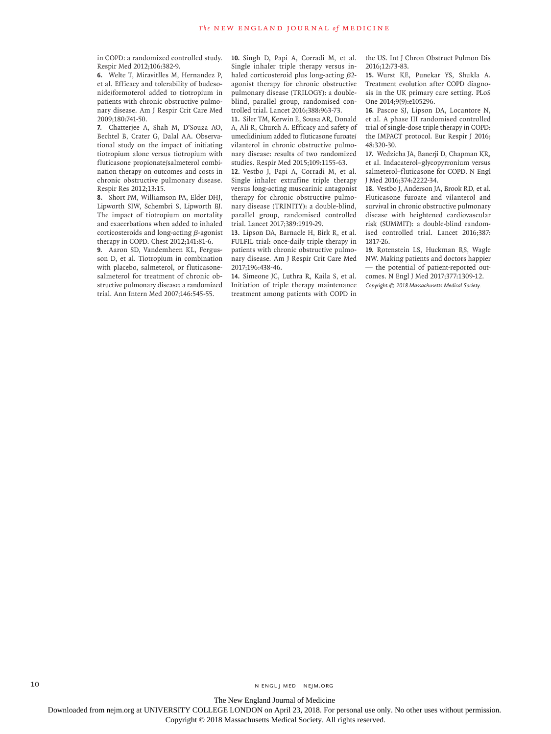in COPD: a randomized controlled study. Respir Med 2012;106:382-9.

6. Welte T, Miravitlles M, Hernandez P, et al. Efficacy and tolerability of budesonide/formoterol added to tiotropium in patients with chronic obstructive pulmonary disease. Am J Respir Crit Care Med 2009;180:741-50.

7. Chatterjee A, Shah M, D'Souza AO, Bechtel B, Crater G, Dalal AA. Observational study on the impact of initiating tiotropium alone versus tiotropium with fluticasone propionate/salmeterol combination therapy on outcomes and costs in chronic obstructive pulmonary disease. Respir Res 2012;13:15.

8. Short PM, Williamson PA, Elder DHJ, Lipworth SIW, Schembri S, Lipworth BJ. The impact of tiotropium on mortality and exacerbations when added to inhaled corticosteroids and long-acting $\beta$-agonist therapy in COPD. Chest 2012;141:81-6.

9. Aaron SD, Vandemheen KL, Fergusson D, et al. Tiotropium in combination with placebo, salmeterol, or fluticasone-salmeterol for treatment of chronic obstructive pulmonary disease: a randomized trial. Ann Intern Med 2007;146:545-55.

10. Singh D, Papi A, Corradi M, et al. Single inhaler triple therapy versus inhaled corticosteroid plus long-acting $\beta$2-agonist therapy for chronic obstructive pulmonary disease (TRILOGY): a double-blind, parallel group, randomised controlled trial. Lancet 2016;388:963-73.

11. Siler TM, Kerwin E, Sousa AR, Donald A, Ali R, Church A. Efficacy and safety of umeclidinium added to fluticasone furoate/vilanterol in chronic obstructive pulmonary disease: results of two randomized studies. Respir Med 2015;109:1155-63.

12. Vestbo J, Papi A, Corradi M, et al. Single inhaler extrafine triple therapy versus long-acting muscarinic antagonist therapy for chronic obstructive pulmonary disease (TRINITY): a double-blind, parallel group, randomised controlled trial. Lancet 2017;389:1919-29.

13. Lipson DA, Barnacle H, Birk R, et al. FULFIL trial: once-daily triple therapy in patients with chronic obstructive pulmonary disease. Am J Respir Crit Care Med 2017;196:438-46.

14. Simeone JC, Luthra R, Kaila S, et al. Initiation of triple therapy maintenance treatment among patients with COPD in the US. Int J Chron Obstruct Pulmon Dis 2016;12:73-83.

15. Wurst KE, Punekar YS, Shukla A. Treatment evolution after COPD diagnosis in the UK primary care setting. PLoS One 2014;9(9):e105296.

16. Pascoe SJ, Lipson DA, Locantore N, et al. A phase III randomised controlled trial of single-dose triple therapy in COPD: the IMPACT protocol. Eur Respir J 2016; 48:320-30.

17. Wedzicha JA, Banerji D, Chapman KR, et al. Indacaterol–glycopyrronium versus salmeterol–fluticasone for COPD. N Engl J Med 2016;374:2222-34.

18. Vestbo J, Anderson JA, Brook RD, et al. Fluticasone furoate and vilanterol and survival in chronic obstructive pulmonary disease with heightened cardiovascular risk (SUMMIT): a double-blind randomised controlled trial. Lancet 2016;387: 1817-26.

19. Rotenstein LS, Huckman RS, Wagle NW. Making patients and doctors happier — the potential of patient-reported outcomes. N Engl J Med 2017;377:1309-12.

*Copyright © 2018 Massachusetts Medical Society.*